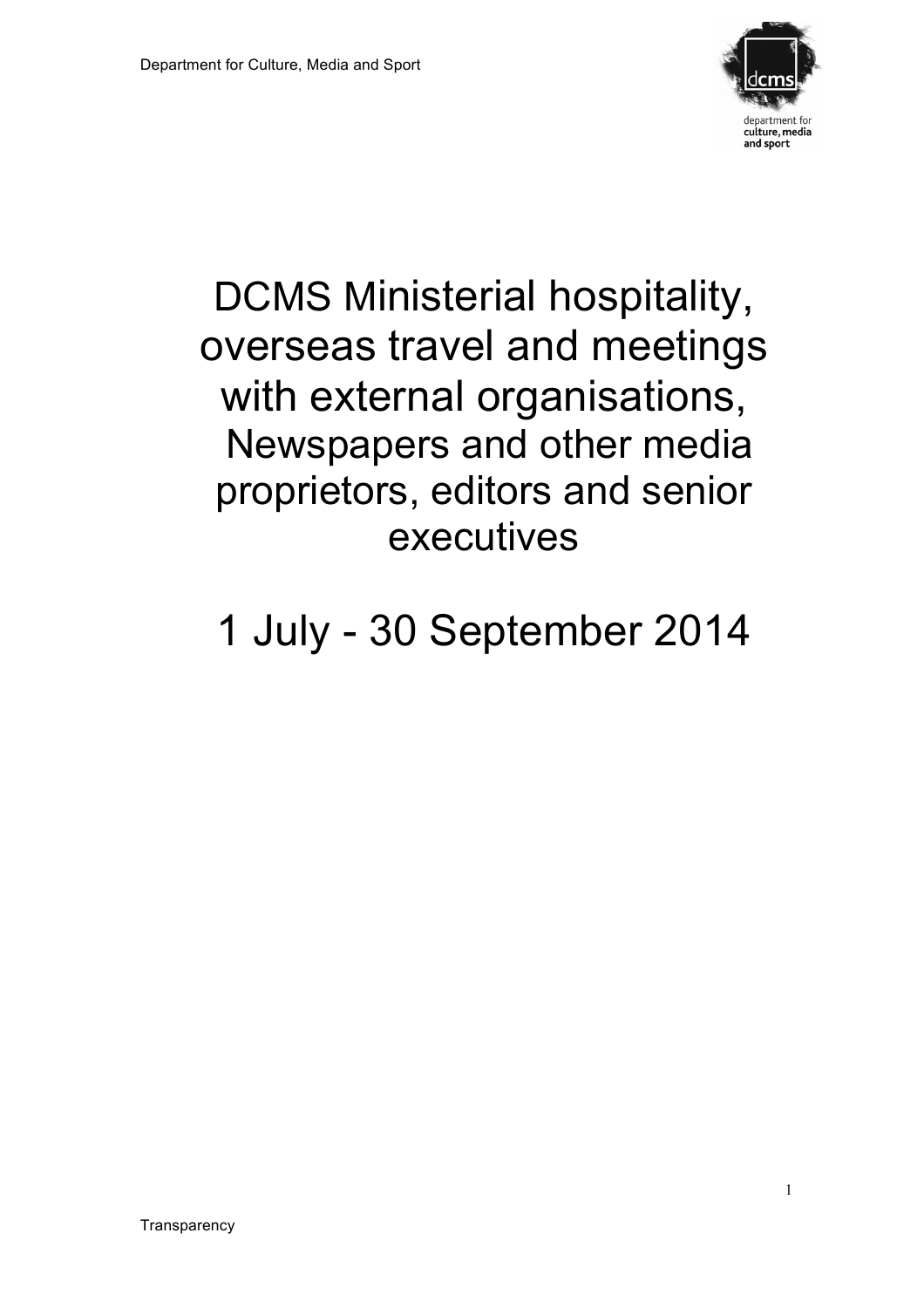# DCMS Ministerial hospitality, overseas travel and meetings with external organisations, Newspapers and other media proprietors, editors and senior executives

# 1 July - 30 September 2014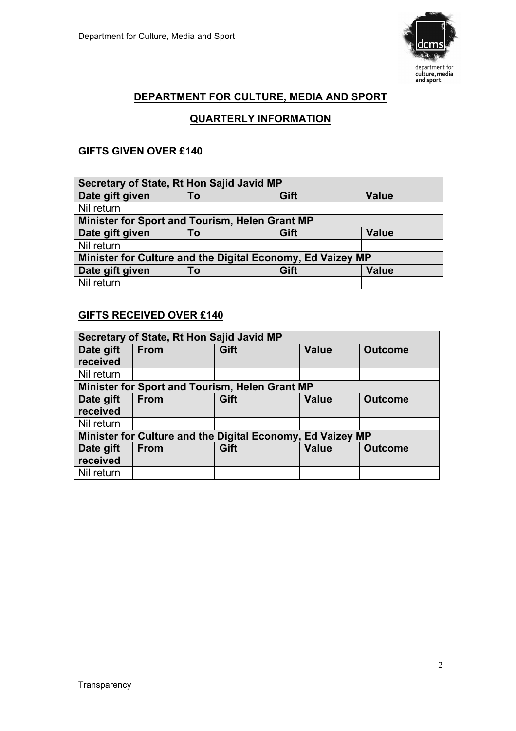## DEPARTMENT FOR CULTURE, MEDIA AND SPORT

## QUARTERLY INFORMATION

### GIFTS GIVEN OVER £140

| Secretary of State, Rt Hon Sajid Javid MP | | | |
|---|---|---|---|
| **Date gift given** | **To** | **Gift** | **Value** |
| Nil return | | | |
| **Minister for Sport and Tourism, Helen Grant MP** | | | |
| **Date gift given** | **To** | **Gift** | **Value** |
| Nil return | | | |
| **Minister for Culture and the Digital Economy, Ed Vaizey MP** | | | |
| **Date gift given** | **To** | **Gift** | **Value** |
| Nil return | | | |

### GIFTS RECEIVED OVER £140

| Secretary of State, Rt Hon Sajid Javid MP | | | | |
|---|---|---|---|---|
| **Date gift received** | **From** | **Gift** | **Value** | **Outcome** |
| Nil return | | | | |
| **Minister for Sport and Tourism, Helen Grant MP** | | | | |
| **Date gift received** | **From** | **Gift** | **Value** | **Outcome** |
| Nil return | | | | |
| **Minister for Culture and the Digital Economy, Ed Vaizey MP** | | | | |
| **Date gift received** | **From** | **Gift** | **Value** | **Outcome** |
| Nil return | | | | |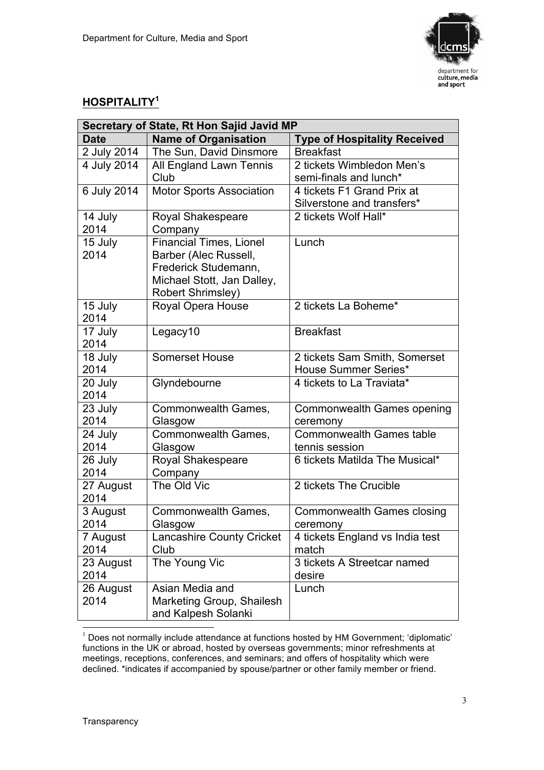## HOSPITALITY[1]

| Secretary of State, Rt Hon Sajid Javid MP | | |
|---|---|---|
| **Date** | **Name of Organisation** | **Type of Hospitality Received** |
| 2 July 2014 | The Sun, David Dinsmore | Breakfast |
| 4 July 2014 | All England Lawn Tennis Club | 2 tickets Wimbledon Men's semi-finals and lunch* |
| 6 July 2014 | Motor Sports Association | 4 tickets F1 Grand Prix at Silverstone and transfers* |
| 14 July 2014 | Royal Shakespeare Company | 2 tickets Wolf Hall* |
| 15 July 2014 | Financial Times, Lionel Barber (Alec Russell, Frederick Studemann, Michael Stott, Jan Dalley, Robert Shrimsley) | Lunch |
| 15 July 2014 | Royal Opera House | 2 tickets La Boheme* |
| 17 July 2014 | Legacy10 | Breakfast |
| 18 July 2014 | Somerset House | 2 tickets Sam Smith, Somerset House Summer Series* |
| 20 July 2014 | Glyndebourne | 4 tickets to La Traviata* |
| 23 July 2014 | Commonwealth Games, Glasgow | Commonwealth Games opening ceremony |
| 24 July 2014 | Commonwealth Games, Glasgow | Commonwealth Games table tennis session |
| 26 July 2014 | Royal Shakespeare Company | 6 tickets Matilda The Musical* |
| 27 August 2014 | The Old Vic | 2 tickets The Crucible |
| 3 August 2014 | Commonwealth Games, Glasgow | Commonwealth Games closing ceremony |
| 7 August 2014 | Lancashire County Cricket Club | 4 tickets England vs India test match |
| 23 August 2014 | The Young Vic | 3 tickets A Streetcar named desire |
| 26 August 2014 | Asian Media and Marketing Group, Shailesh and Kalpesh Solanki | Lunch |

[1] Does not normally include attendance at functions hosted by HM Government; 'diplomatic' functions in the UK or abroad, hosted by overseas governments; minor refreshments at meetings, receptions, conferences, and seminars; and offers of hospitality which were declined. *indicates if accompanied by spouse/partner or other family member or friend.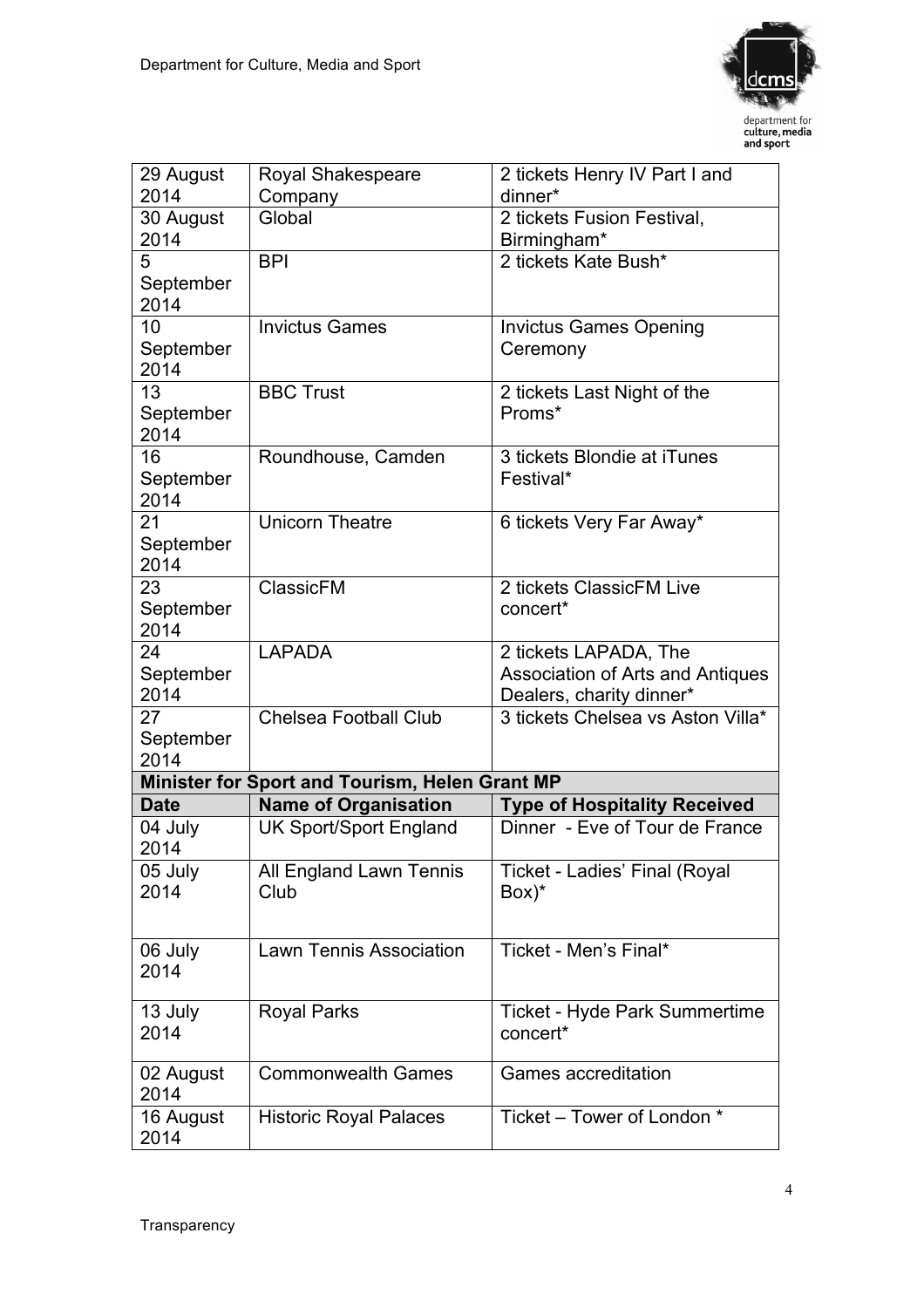| | | |
|---|---|---|
| 29 August 2014 | Royal Shakespeare Company | 2 tickets Henry IV Part I and dinner* |
| 30 August 2014 | Global | 2 tickets Fusion Festival, Birmingham* |
| 5 September 2014 | BPI | 2 tickets Kate Bush* |
| 10 September 2014 | Invictus Games | Invictus Games Opening Ceremony |
| 13 September 2014 | BBC Trust | 2 tickets Last Night of the Proms* |
| 16 September 2014 | Roundhouse, Camden | 3 tickets Blondie at iTunes Festival* |
| 21 September 2014 | Unicorn Theatre | 6 tickets Very Far Away* |
| 23 September 2014 | ClassicFM | 2 tickets ClassicFM Live concert* |
| 24 September 2014 | LAPADA | 2 tickets LAPADA, The Association of Arts and Antiques Dealers, charity dinner* |
| 27 September 2014 | Chelsea Football Club | 3 tickets Chelsea vs Aston Villa* |
| **Minister for Sport and Tourism, Helen Grant MP** | | |
| **Date** | **Name of Organisation** | **Type of Hospitality Received** |
| 04 July 2014 | UK Sport/Sport England | Dinner - Eve of Tour de France |
| 05 July 2014 | All England Lawn Tennis Club | Ticket - Ladies' Final (Royal Box)* |
| 06 July 2014 | Lawn Tennis Association | Ticket - Men's Final* |
| 13 July 2014 | Royal Parks | Ticket - Hyde Park Summertime concert* |
| 02 August 2014 | Commonwealth Games | Games accreditation |
| 16 August 2014 | Historic Royal Palaces | Ticket – Tower of London * |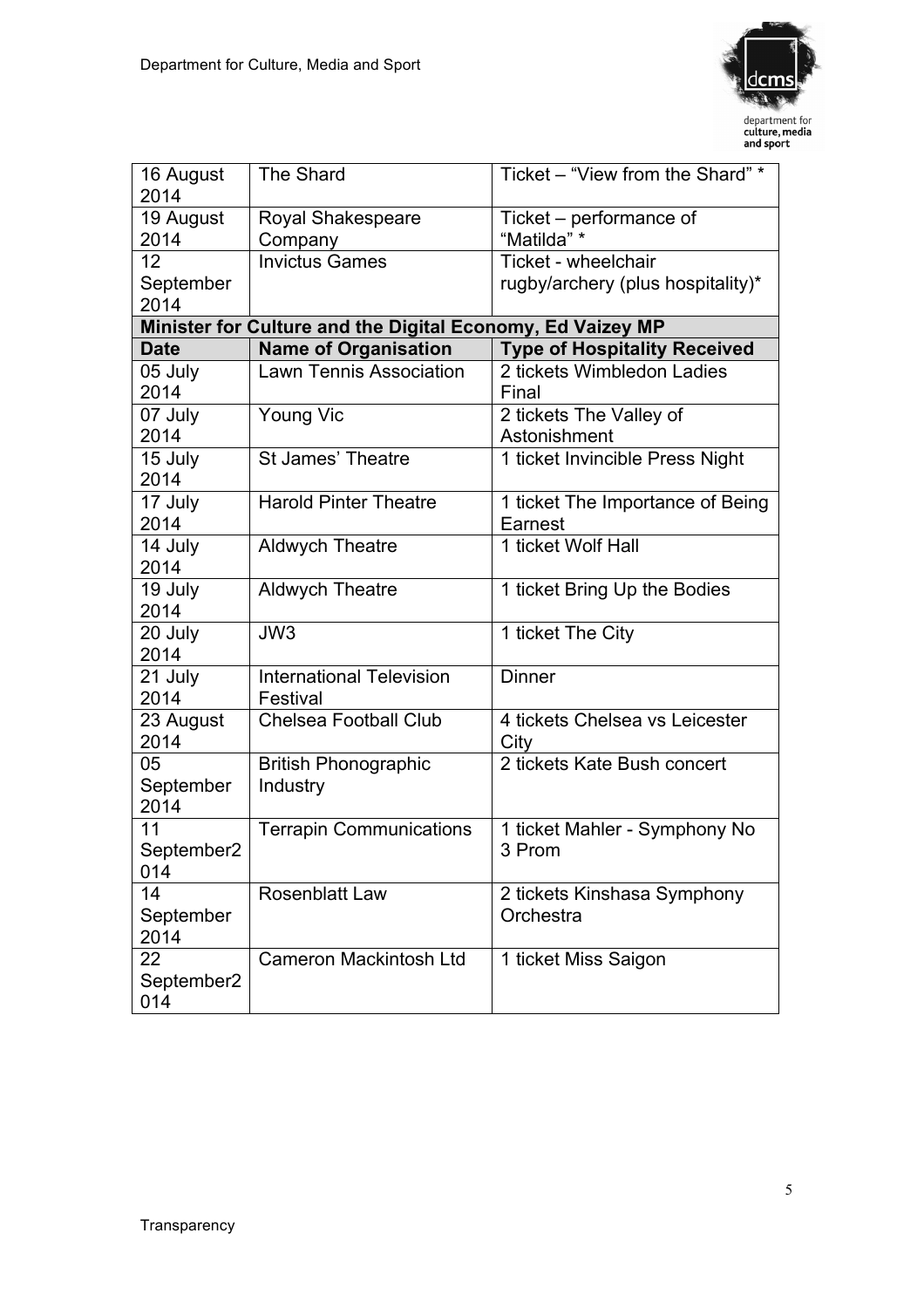| | | |
|---|---|---|
| 16 August 2014 | The Shard | Ticket – "View from the Shard" * |
| 19 August 2014 | Royal Shakespeare Company | Ticket – performance of "Matilda" * |
| 12 September 2014 | Invictus Games | Ticket - wheelchair rugby/archery (plus hospitality)* |
| **Minister for Culture and the Digital Economy, Ed Vaizey MP** | | |
| **Date** | **Name of Organisation** | **Type of Hospitality Received** |
| 05 July 2014 | Lawn Tennis Association | 2 tickets Wimbledon Ladies Final |
| 07 July 2014 | Young Vic | 2 tickets The Valley of Astonishment |
| 15 July 2014 | St James' Theatre | 1 ticket Invincible Press Night |
| 17 July 2014 | Harold Pinter Theatre | 1 ticket The Importance of Being Earnest |
| 14 July 2014 | Aldwych Theatre | 1 ticket Wolf Hall |
| 19 July 2014 | Aldwych Theatre | 1 ticket Bring Up the Bodies |
| 20 July 2014 | JW3 | 1 ticket The City |
| 21 July 2014 | International Television Festival | Dinner |
| 23 August 2014 | Chelsea Football Club | 4 tickets Chelsea vs Leicester City |
| 05 September 2014 | British Phonographic Industry | 2 tickets Kate Bush concert |
| 11 September2014 | Terrapin Communications | 1 ticket Mahler - Symphony No 3 Prom |
| 14 September 2014 | Rosenblatt Law | 2 tickets Kinshasa Symphony Orchestra |
| 22 September2014 | Cameron Mackintosh Ltd | 1 ticket Miss Saigon |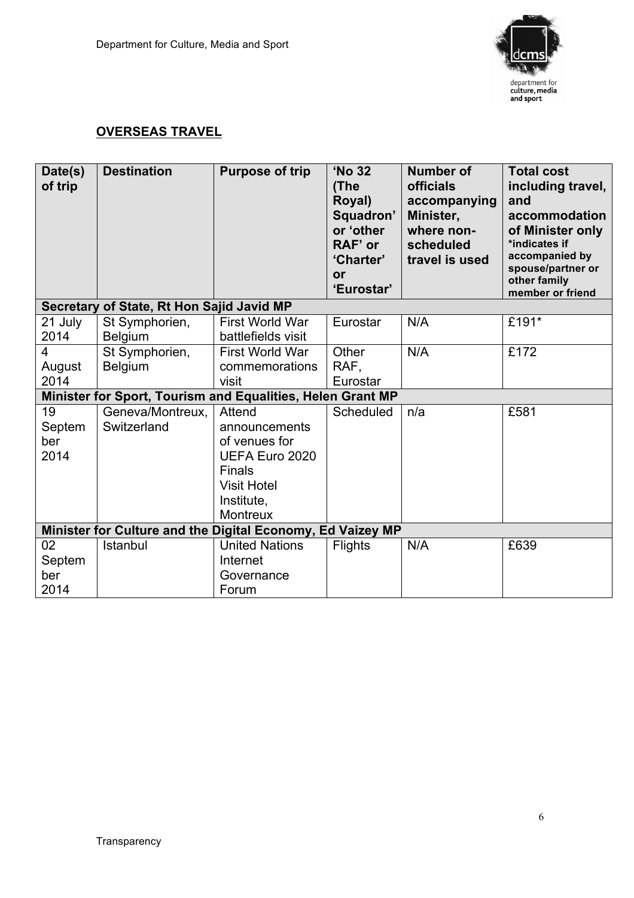## OVERSEAS TRAVEL

| Date(s) of trip | Destination | Purpose of trip | 'No 32 (The Royal) Squadron' or 'other RAF' or 'Charter' or 'Eurostar' | Number of officials accompanying Minister, where non-scheduled travel is used | Total cost including travel, and accommodation of Minister only *indicates if accompanied by spouse/partner or other family member or friend |
|---|---|---|---|---|---|
| **Secretary of State, Rt Hon Sajid Javid MP** | | | | | |
| 21 July 2014 | St Symphorien, Belgium | First World War battlefields visit | Eurostar | N/A | £191* |
| 4 August 2014 | St Symphorien, Belgium | First World War commemorations visit | Other RAF, Eurostar | N/A | £172 |
| **Minister for Sport, Tourism and Equalities, Helen Grant MP** | | | | | |
| 19 September 2014 | Geneva/Montreux, Switzerland | Attend announcements of venues for UEFA Euro 2020 Finals<br>Visit Hotel Institute, Montreux | Scheduled | n/a | £581 |
| **Minister for Culture and the Digital Economy, Ed Vaizey MP** | | | | | |
| 02 September 2014 | Istanbul | United Nations Internet Governance Forum | Flights | N/A | £639 |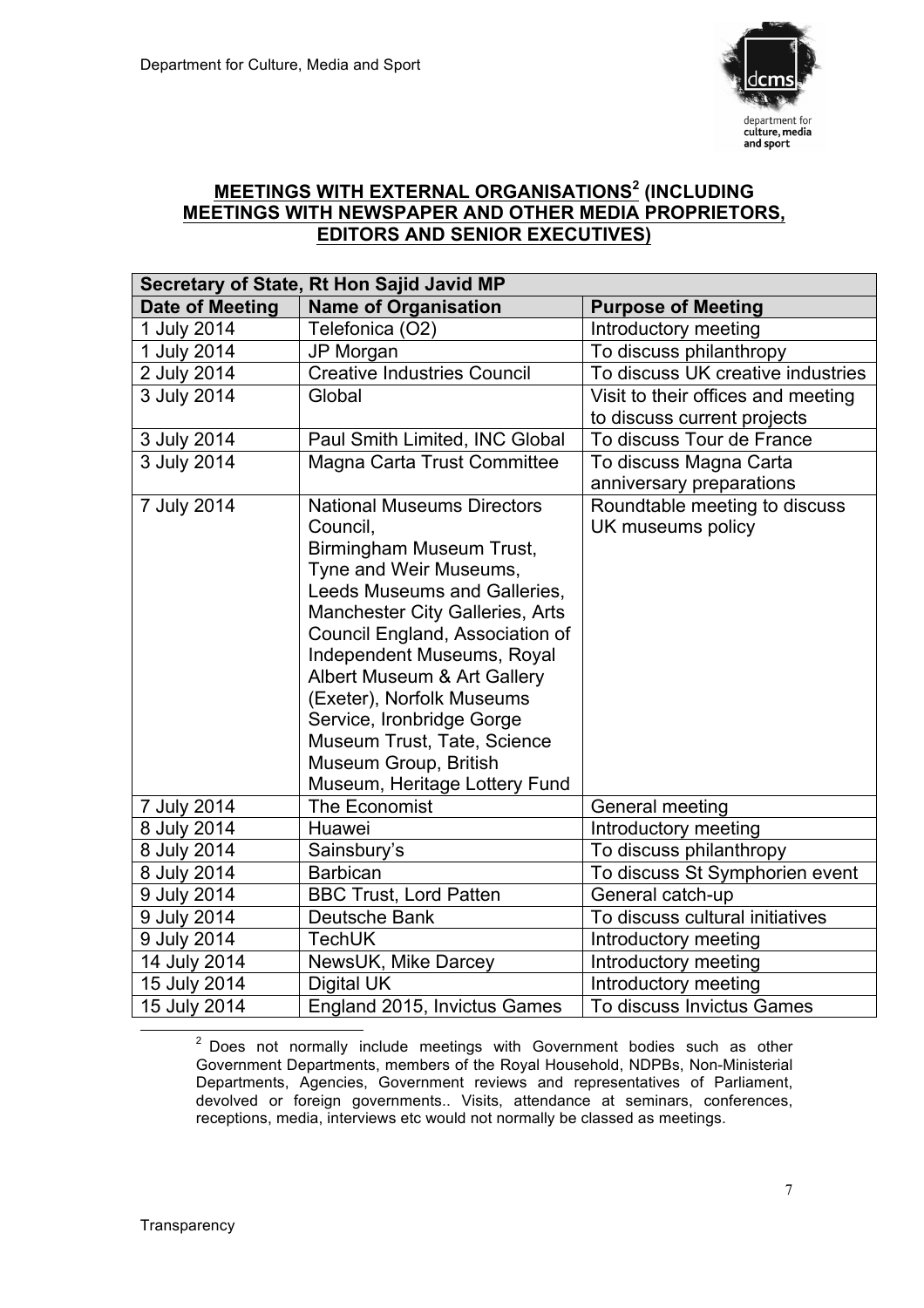## MEETINGS WITH EXTERNAL ORGANISATIONS[2] (INCLUDING MEETINGS WITH NEWSPAPER AND OTHER MEDIA PROPRIETORS, EDITORS AND SENIOR EXECUTIVES)

| Secretary of State, Rt Hon Sajid Javid MP | | |
|---|---|---|
| **Date of Meeting** | **Name of Organisation** | **Purpose of Meeting** |
| 1 July 2014 | Telefonica (O2) | Introductory meeting |
| 1 July 2014 | JP Morgan | To discuss philanthropy |
| 2 July 2014 | Creative Industries Council | To discuss UK creative industries |
| 3 July 2014 | Global | Visit to their offices and meeting to discuss current projects |
| 3 July 2014 | Paul Smith Limited, INC Global | To discuss Tour de France |
| 3 July 2014 | Magna Carta Trust Committee | To discuss Magna Carta anniversary preparations |
| 7 July 2014 | National Museums Directors Council, Birmingham Museum Trust, Tyne and Weir Museums, Leeds Museums and Galleries, Manchester City Galleries, Arts Council England, Association of Independent Museums, Royal Albert Museum & Art Gallery (Exeter), Norfolk Museums Service, Ironbridge Gorge Museum Trust, Tate, Science Museum Group, British Museum, Heritage Lottery Fund | Roundtable meeting to discuss UK museums policy |
| 7 July 2014 | The Economist | General meeting |
| 8 July 2014 | Huawei | Introductory meeting |
| 8 July 2014 | Sainsbury's | To discuss philanthropy |
| 8 July 2014 | Barbican | To discuss St Symphorien event |
| 9 July 2014 | BBC Trust, Lord Patten | General catch-up |
| 9 July 2014 | Deutsche Bank | To discuss cultural initiatives |
| 9 July 2014 | TechUK | Introductory meeting |
| 14 July 2014 | NewsUK, Mike Darcey | Introductory meeting |
| 15 July 2014 | Digital UK | Introductory meeting |
| 15 July 2014 | England 2015, Invictus Games | To discuss Invictus Games |

[2] Does not normally include meetings with Government bodies such as other Government Departments, members of the Royal Household, NDPBs, Non-Ministerial Departments, Agencies, Government reviews and representatives of Parliament, devolved or foreign governments.. Visits, attendance at seminars, conferences, receptions, media, interviews etc would not normally be classed as meetings.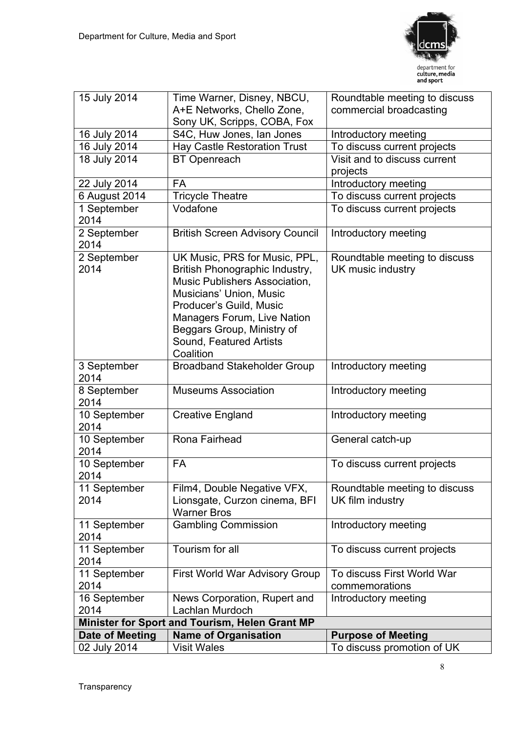| | | |
|---|---|---|
| 15 July 2014 | Time Warner, Disney, NBCU, A+E Networks, Chello Zone, Sony UK, Scripps, COBA, Fox | Roundtable meeting to discuss commercial broadcasting |
| 16 July 2014 | S4C, Huw Jones, Ian Jones | Introductory meeting |
| 16 July 2014 | Hay Castle Restoration Trust | To discuss current projects |
| 18 July 2014 | BT Openreach | Visit and to discuss current projects |
| 22 July 2014 | FA | Introductory meeting |
| 6 August 2014 | Tricycle Theatre | To discuss current projects |
| 1 September 2014 | Vodafone | To discuss current projects |
| 2 September 2014 | British Screen Advisory Council | Introductory meeting |
| 2 September 2014 | UK Music, PRS for Music, PPL, British Phonographic Industry, Music Publishers Association, Musicians' Union, Music Producer's Guild, Music Managers Forum, Live Nation Beggars Group, Ministry of Sound, Featured Artists Coalition | Roundtable meeting to discuss UK music industry |
| 3 September 2014 | Broadband Stakeholder Group | Introductory meeting |
| 8 September 2014 | Museums Association | Introductory meeting |
| 10 September 2014 | Creative England | Introductory meeting |
| 10 September 2014 | Rona Fairhead | General catch-up |
| 10 September 2014 | FA | To discuss current projects |
| 11 September 2014 | Film4, Double Negative VFX, Lionsgate, Curzon cinema, BFI Warner Bros | Roundtable meeting to discuss UK film industry |
| 11 September 2014 | Gambling Commission | Introductory meeting |
| 11 September 2014 | Tourism for all | To discuss current projects |
| 11 September 2014 | First World War Advisory Group | To discuss First World War commemorations |
| 16 September 2014 | News Corporation, Rupert and Lachlan Murdoch | Introductory meeting |
| **Minister for Sport and Tourism, Helen Grant MP** | | |
| **Date of Meeting** | **Name of Organisation** | **Purpose of Meeting** |
| 02 July 2014 | Visit Wales | To discuss promotion of UK |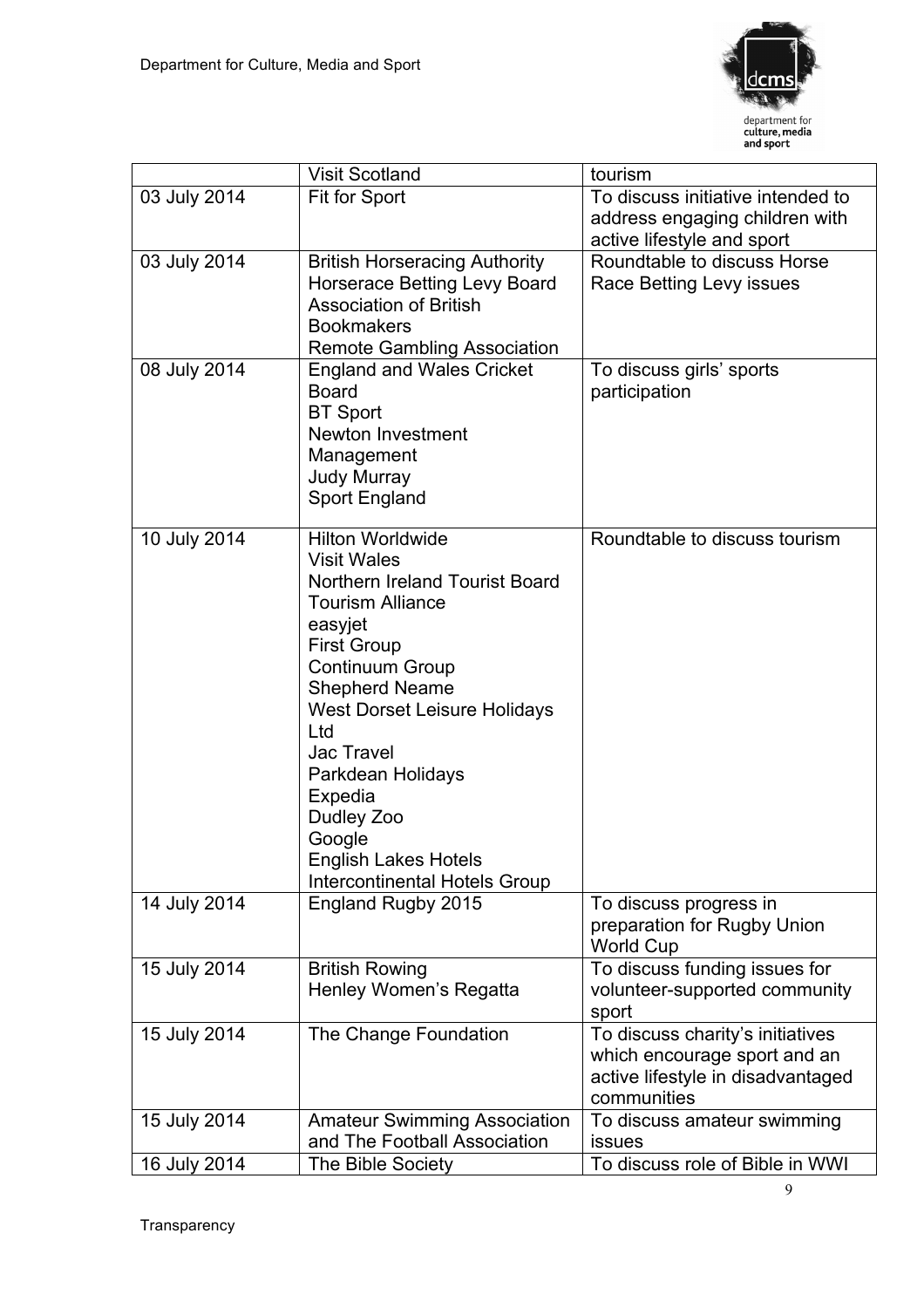|  |  |  |
|---|---|---|
|  | Visit Scotland | tourism |
| 03 July 2014 | Fit for Sport | To discuss initiative intended to address engaging children with active lifestyle and sport |
| 03 July 2014 | British Horseracing Authority<br>Horserace Betting Levy Board<br>Association of British Bookmakers<br>Remote Gambling Association | Roundtable to discuss Horse Race Betting Levy issues |
| 08 July 2014 | England and Wales Cricket Board<br>BT Sport<br>Newton Investment Management<br>Judy Murray<br>Sport England | To discuss girls' sports participation |
| 10 July 2014 | Hilton Worldwide<br>Visit Wales<br>Northern Ireland Tourist Board<br>Tourism Alliance<br>easyjet<br>First Group<br>Continuum Group<br>Shepherd Neame<br>West Dorset Leisure Holidays Ltd<br>Jac Travel<br>Parkdean Holidays<br>Expedia<br>Dudley Zoo<br>Google<br>English Lakes Hotels<br>Intercontinental Hotels Group | Roundtable to discuss tourism |
| 14 July 2014 | England Rugby 2015 | To discuss progress in preparation for Rugby Union World Cup |
| 15 July 2014 | British Rowing<br>Henley Women's Regatta | To discuss funding issues for volunteer-supported community sport |
| 15 July 2014 | The Change Foundation | To discuss charity's initiatives which encourage sport and an active lifestyle in disadvantaged communities |
| 15 July 2014 | Amateur Swimming Association and The Football Association | To discuss amateur swimming issues |
| 16 July 2014 | The Bible Society | To discuss role of Bible in WWI |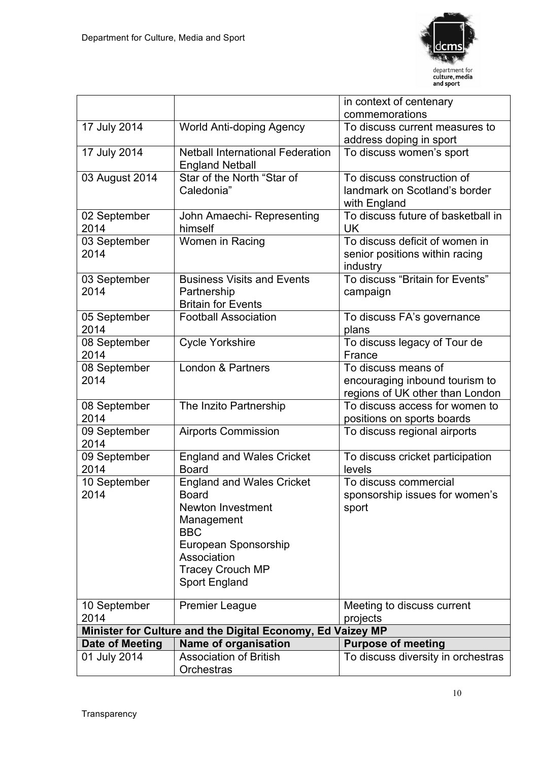| | | |
|---|---|---|
| | | in context of centenary commemorations |
| 17 July 2014 | World Anti-doping Agency | To discuss current measures to address doping in sport |
| 17 July 2014 | Netball International Federation<br>England Netball | To discuss women's sport |
| 03 August 2014 | Star of the North "Star of Caledonia" | To discuss construction of landmark on Scotland's border with England |
| 02 September 2014 | John Amaechi- Representing himself | To discuss future of basketball in UK |
| 03 September 2014 | Women in Racing | To discuss deficit of women in senior positions within racing industry |
| 03 September 2014 | Business Visits and Events Partnership<br>Britain for Events | To discuss "Britain for Events" campaign |
| 05 September 2014 | Football Association | To discuss FA's governance plans |
| 08 September 2014 | Cycle Yorkshire | To discuss legacy of Tour de France |
| 08 September 2014 | London & Partners | To discuss means of encouraging inbound tourism to regions of UK other than London |
| 08 September 2014 | The Inzito Partnership | To discuss access for women to positions on sports boards |
| 09 September 2014 | Airports Commission | To discuss regional airports |
| 09 September 2014 | England and Wales Cricket Board | To discuss cricket participation levels |
| 10 September 2014 | England and Wales Cricket Board<br>Newton Investment Management<br>BBC<br>European Sponsorship Association<br>Tracey Crouch MP<br>Sport England | To discuss commercial sponsorship issues for women's sport |
| 10 September 2014 | Premier League | Meeting to discuss current projects |
| **Minister for Culture and the Digital Economy, Ed Vaizey MP** | | |
| **Date of Meeting** | **Name of organisation** | **Purpose of meeting** |
| 01 July 2014 | Association of British Orchestras | To discuss diversity in orchestras |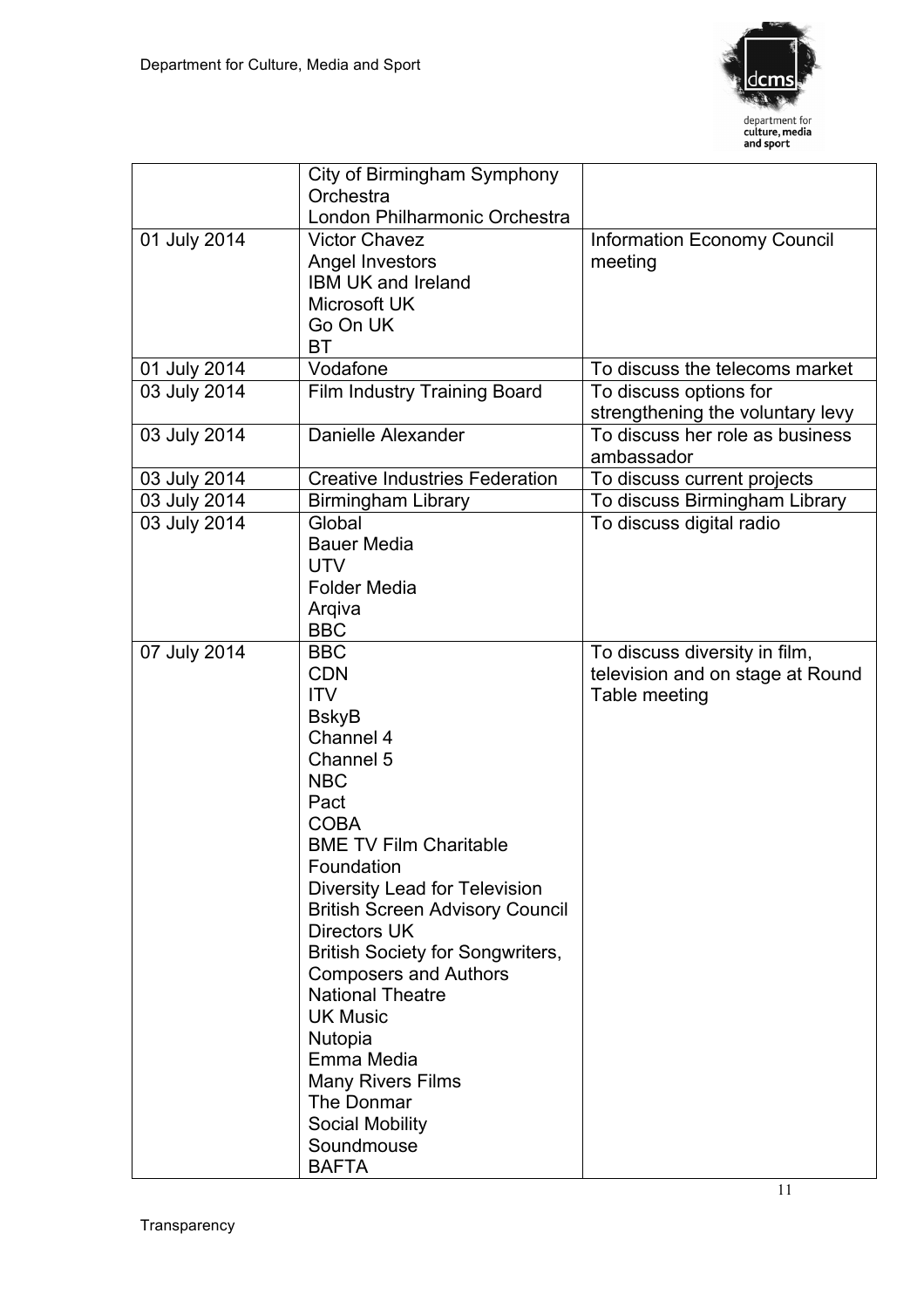| | | |
|---|---|---|
| | City of Birmingham Symphony Orchestra<br>London Philharmonic Orchestra | |
| 01 July 2014 | Victor Chavez<br>Angel Investors<br>IBM UK and Ireland<br>Microsoft UK<br>Go On UK<br>BT | Information Economy Council meeting |
| 01 July 2014 | Vodafone | To discuss the telecoms market |
| 03 July 2014 | Film Industry Training Board | To discuss options for strengthening the voluntary levy |
| 03 July 2014 | Danielle Alexander | To discuss her role as business ambassador |
| 03 July 2014 | Creative Industries Federation | To discuss current projects |
| 03 July 2014 | Birmingham Library | To discuss Birmingham Library |
| 03 July 2014 | Global<br>Bauer Media<br>UTV<br>Folder Media<br>Arqiva<br>BBC | To discuss digital radio |
| 07 July 2014 | BBC<br>CDN<br>ITV<br>BskyB<br>Channel 4<br>Channel 5<br>NBC<br>Pact<br>COBA<br>BME TV Film Charitable Foundation<br>Diversity Lead for Television<br>British Screen Advisory Council<br>Directors UK<br>British Society for Songwriters, Composers and Authors<br>National Theatre<br>UK Music<br>Nutopia<br>Emma Media<br>Many Rivers Films<br>The Donmar<br>Social Mobility<br>Soundmouse<br>BAFTA | To discuss diversity in film, television and on stage at Round Table meeting |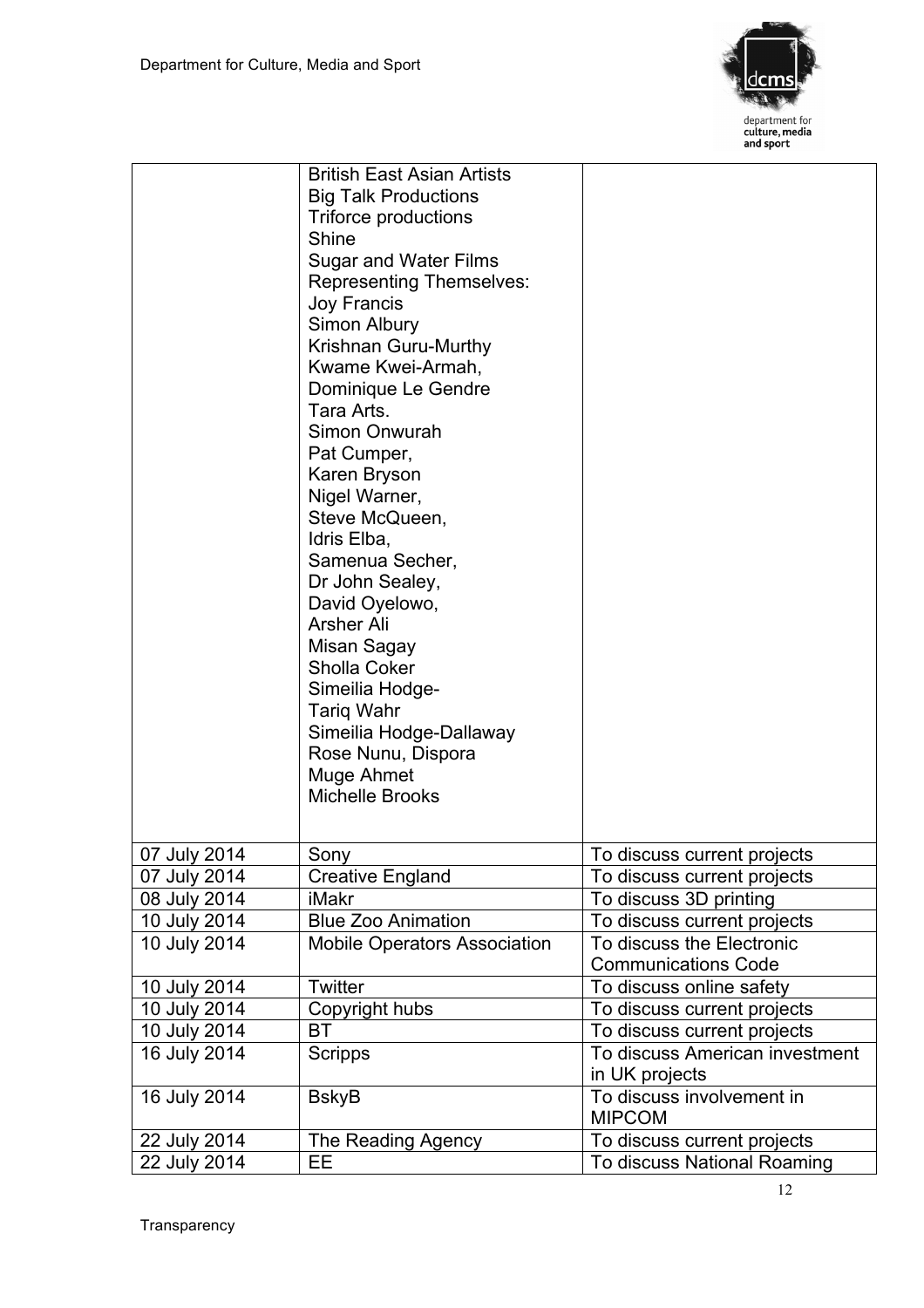| | | |
|---|---|---|
| | British East Asian Artists<br>Big Talk Productions<br>Triforce productions<br>Shine<br>Sugar and Water Films<br>Representing Themselves:<br>Joy Francis<br>Simon Albury<br>Krishnan Guru-Murthy<br>Kwame Kwei-Armah,<br>Dominique Le Gendre<br>Tara Arts.<br>Simon Onwurah<br>Pat Cumper,<br>Karen Bryson<br>Nigel Warner,<br>Steve McQueen,<br>Idris Elba,<br>Samenua Secher,<br>Dr John Sealey,<br>David Oyelowo,<br>Arsher Ali<br>Misan Sagay<br>Sholla Coker<br>Simeilia Hodge-<br>Tariq Wahr<br>Simeilia Hodge-Dallaway<br>Rose Nunu, Dispora<br>Muge Ahmet<br>Michelle Brooks | |
| 07 July 2014 | Sony | To discuss current projects |
| 07 July 2014 | Creative England | To discuss current projects |
| 08 July 2014 | iMakr | To discuss 3D printing |
| 10 July 2014 | Blue Zoo Animation | To discuss current projects |
| 10 July 2014 | Mobile Operators Association | To discuss the Electronic Communications Code |
| 10 July 2014 | Twitter | To discuss online safety |
| 10 July 2014 | Copyright hubs | To discuss current projects |
| 10 July 2014 | BT | To discuss current projects |
| 16 July 2014 | Scripps | To discuss American investment in UK projects |
| 16 July 2014 | BskyB | To discuss involvement in MIPCOM |
| 22 July 2014 | The Reading Agency | To discuss current projects |
| 22 July 2014 | EE | To discuss National Roaming |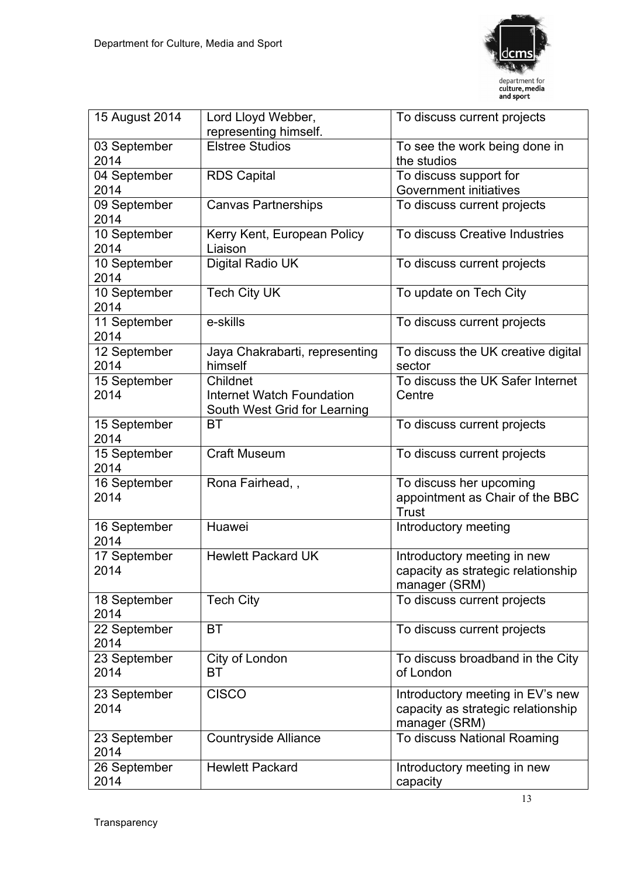| 15 August 2014 | Lord Lloyd Webber, representing himself. | To discuss current projects |
|---|---|---|
| 03 September 2014 | Elstree Studios | To see the work being done in the studios |
| 04 September 2014 | RDS Capital | To discuss support for Government initiatives |
| 09 September 2014 | Canvas Partnerships | To discuss current projects |
| 10 September 2014 | Kerry Kent, European Policy Liaison | To discuss Creative Industries |
| 10 September 2014 | Digital Radio UK | To discuss current projects |
| 10 September 2014 | Tech City UK | To update on Tech City |
| 11 September 2014 | e-skills | To discuss current projects |
| 12 September 2014 | Jaya Chakrabarti, representing himself | To discuss the UK creative digital sector |
| 15 September 2014 | Childnet<br>Internet Watch Foundation<br>South West Grid for Learning | To discuss the UK Safer Internet Centre |
| 15 September 2014 | BT | To discuss current projects |
| 15 September 2014 | Craft Museum | To discuss current projects |
| 16 September 2014 | Rona Fairhead, , | To discuss her upcoming appointment as Chair of the BBC Trust |
| 16 September 2014 | Huawei | Introductory meeting |
| 17 September 2014 | Hewlett Packard UK | Introductory meeting in new capacity as strategic relationship manager (SRM) |
| 18 September 2014 | Tech City | To discuss current projects |
| 22 September 2014 | BT | To discuss current projects |
| 23 September 2014 | City of London<br>BT | To discuss broadband in the City of London |
| 23 September 2014 | CISCO | Introductory meeting in EV's new capacity as strategic relationship manager (SRM) |
| 23 September 2014 | Countryside Alliance | To discuss National Roaming |
| 26 September 2014 | Hewlett Packard | Introductory meeting in new capacity |